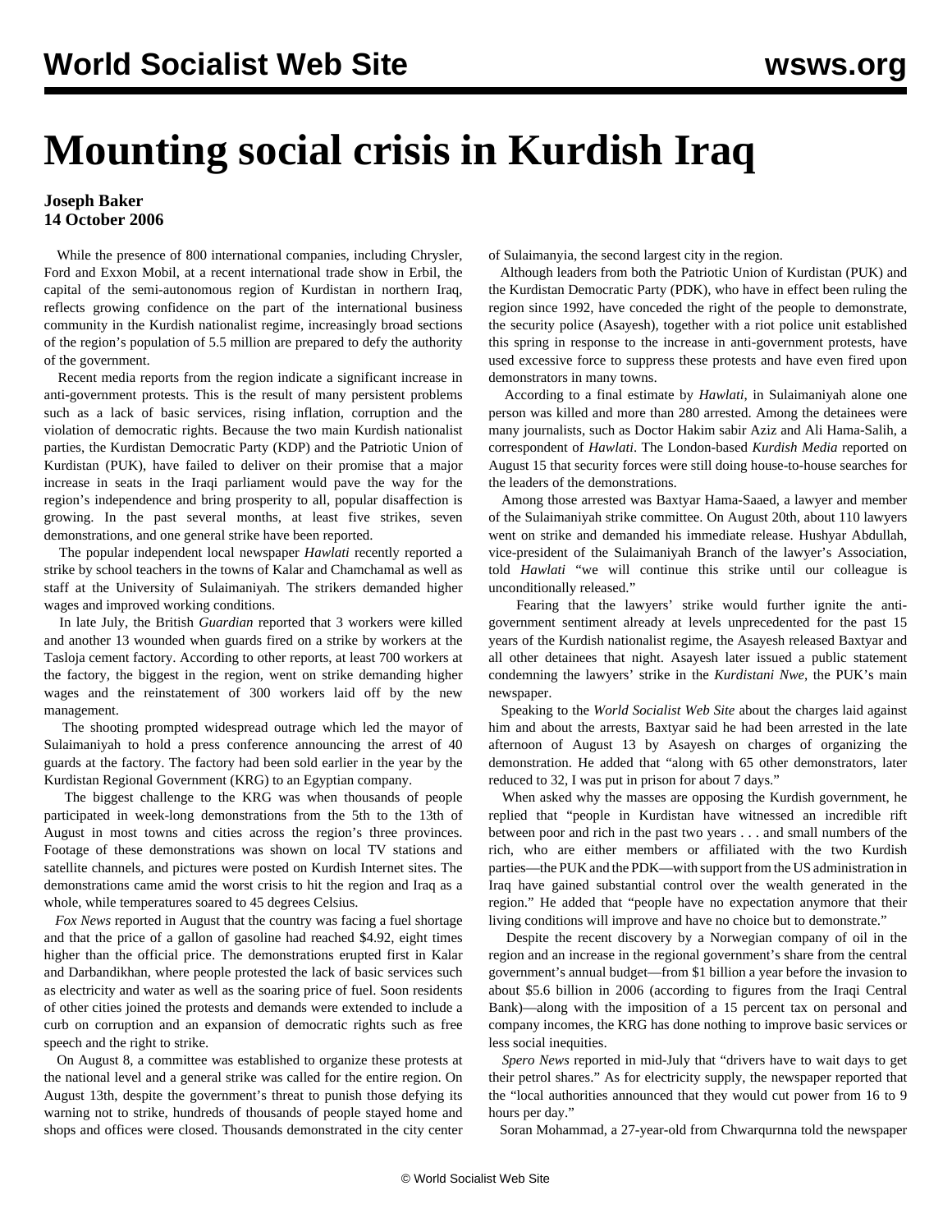# Mounting social crisis in Kurdish Iraq

**Joseph Baker**
**14 October 2006**

While the presence of 800 international companies, including Chrysler, Ford and Exxon Mobil, at a recent international trade show in Erbil, the capital of the semi-autonomous region of Kurdistan in northern Iraq, reflects growing confidence on the part of the international business community in the Kurdish nationalist regime, increasingly broad sections of the region's population of 5.5 million are prepared to defy the authority of the government.

Recent media reports from the region indicate a significant increase in anti-government protests. This is the result of many persistent problems such as a lack of basic services, rising inflation, corruption and the violation of democratic rights. Because the two main Kurdish nationalist parties, the Kurdistan Democratic Party (KDP) and the Patriotic Union of Kurdistan (PUK), have failed to deliver on their promise that a major increase in seats in the Iraqi parliament would pave the way for the region's independence and bring prosperity to all, popular disaffection is growing. In the past several months, at least five strikes, seven demonstrations, and one general strike have been reported.

The popular independent local newspaper *Hawlati* recently reported a strike by school teachers in the towns of Kalar and Chamchamal as well as staff at the University of Sulaimaniyah. The strikers demanded higher wages and improved working conditions.

In late July, the British *Guardian* reported that 3 workers were killed and another 13 wounded when guards fired on a strike by workers at the Tasloja cement factory. According to other reports, at least 700 workers at the factory, the biggest in the region, went on strike demanding higher wages and the reinstatement of 300 workers laid off by the new management.

The shooting prompted widespread outrage which led the mayor of Sulaimaniyah to hold a press conference announcing the arrest of 40 guards at the factory. The factory had been sold earlier in the year by the Kurdistan Regional Government (KRG) to an Egyptian company.

The biggest challenge to the KRG was when thousands of people participated in week-long demonstrations from the 5th to the 13th of August in most towns and cities across the region's three provinces. Footage of these demonstrations was shown on local TV stations and satellite channels, and pictures were posted on Kurdish Internet sites. The demonstrations came amid the worst crisis to hit the region and Iraq as a whole, while temperatures soared to 45 degrees Celsius.

*Fox News* reported in August that the country was facing a fuel shortage and that the price of a gallon of gasoline had reached $4.92, eight times higher than the official price. The demonstrations erupted first in Kalar and Darbandikhan, where people protested the lack of basic services such as electricity and water as well as the soaring price of fuel. Soon residents of other cities joined the protests and demands were extended to include a curb on corruption and an expansion of democratic rights such as free speech and the right to strike.

On August 8, a committee was established to organize these protests at the national level and a general strike was called for the entire region. On August 13th, despite the government's threat to punish those defying its warning not to strike, hundreds of thousands of people stayed home and shops and offices were closed. Thousands demonstrated in the city center of Sulaimanyia, the second largest city in the region.

Although leaders from both the Patriotic Union of Kurdistan (PUK) and the Kurdistan Democratic Party (PDK), who have in effect been ruling the region since 1992, have conceded the right of the people to demonstrate, the security police (Asayesh), together with a riot police unit established this spring in response to the increase in anti-government protests, have used excessive force to suppress these protests and have even fired upon demonstrators in many towns.

According to a final estimate by *Hawlati*, in Sulaimaniyah alone one person was killed and more than 280 arrested. Among the detainees were many journalists, such as Doctor Hakim sabir Aziz and Ali Hama-Salih, a correspondent of *Hawlati*. The London-based *Kurdish Media* reported on August 15 that security forces were still doing house-to-house searches for the leaders of the demonstrations.

Among those arrested was Baxtyar Hama-Saaed, a lawyer and member of the Sulaimaniyah strike committee. On August 20th, about 110 lawyers went on strike and demanded his immediate release. Hushyar Abdullah, vice-president of the Sulaimaniyah Branch of the lawyer's Association, told *Hawlati* "we will continue this strike until our colleague is unconditionally released."

Fearing that the lawyers' strike would further ignite the anti-government sentiment already at levels unprecedented for the past 15 years of the Kurdish nationalist regime, the Asayesh released Baxtyar and all other detainees that night. Asayesh later issued a public statement condemning the lawyers' strike in the *Kurdistani Nwe*, the PUK's main newspaper.

Speaking to the *World Socialist Web Site* about the charges laid against him and about the arrests, Baxtyar said he had been arrested in the late afternoon of August 13 by Asayesh on charges of organizing the demonstration. He added that "along with 65 other demonstrators, later reduced to 32, I was put in prison for about 7 days."

When asked why the masses are opposing the Kurdish government, he replied that "people in Kurdistan have witnessed an incredible rift between poor and rich in the past two years . . . and small numbers of the rich, who are either members or affiliated with the two Kurdish parties—the PUK and the PDK—with support from the US administration in Iraq have gained substantial control over the wealth generated in the region." He added that "people have no expectation anymore that their living conditions will improve and have no choice but to demonstrate."

Despite the recent discovery by a Norwegian company of oil in the region and an increase in the regional government's share from the central government's annual budget—from $1 billion a year before the invasion to about $5.6 billion in 2006 (according to figures from the Iraqi Central Bank)—along with the imposition of a 15 percent tax on personal and company incomes, the KRG has done nothing to improve basic services or less social inequities.

*Spero News* reported in mid-July that "drivers have to wait days to get their petrol shares." As for electricity supply, the newspaper reported that the "local authorities announced that they would cut power from 16 to 9 hours per day."

Soran Mohammad, a 27-year-old from Chwarqurnna told the newspaper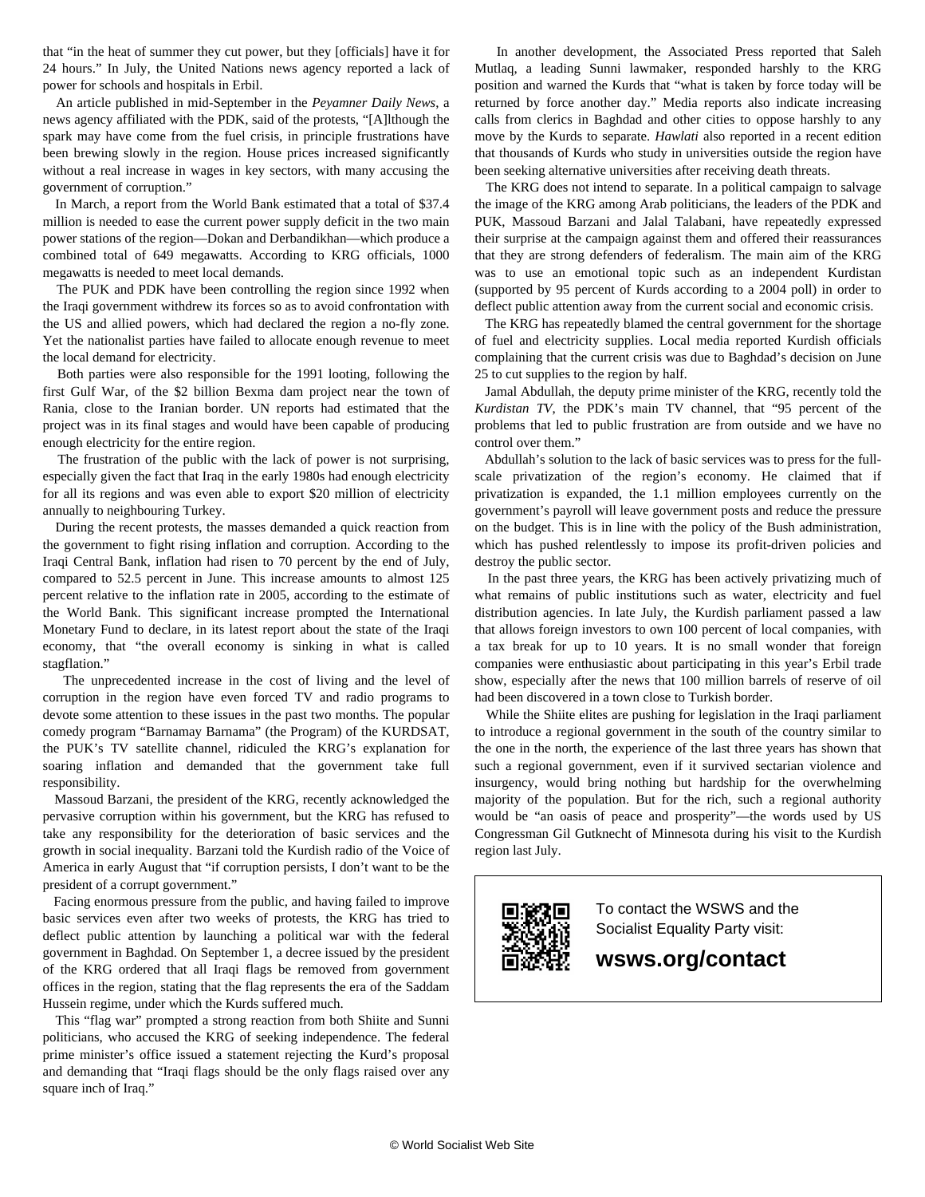that "in the heat of summer they cut power, but they [officials] have it for 24 hours." In July, the United Nations news agency reported a lack of power for schools and hospitals in Erbil.

An article published in mid-September in the *Peyamner Daily News*, a news agency affiliated with the PDK, said of the protests, "[A]lthough the spark may have come from the fuel crisis, in principle frustrations have been brewing slowly in the region. House prices increased significantly without a real increase in wages in key sectors, with many accusing the government of corruption."

In March, a report from the World Bank estimated that a total of $37.4 million is needed to ease the current power supply deficit in the two main power stations of the region—Dokan and Derbandikhan—which produce a combined total of 649 megawatts. According to KRG officials, 1000 megawatts is needed to meet local demands.

The PUK and PDK have been controlling the region since 1992 when the Iraqi government withdrew its forces so as to avoid confrontation with the US and allied powers, which had declared the region a no-fly zone. Yet the nationalist parties have failed to allocate enough revenue to meet the local demand for electricity.

Both parties were also responsible for the 1991 looting, following the first Gulf War, of the $2 billion Bexma dam project near the town of Rania, close to the Iranian border. UN reports had estimated that the project was in its final stages and would have been capable of producing enough electricity for the entire region.

The frustration of the public with the lack of power is not surprising, especially given the fact that Iraq in the early 1980s had enough electricity for all its regions and was even able to export $20 million of electricity annually to neighbouring Turkey.

During the recent protests, the masses demanded a quick reaction from the government to fight rising inflation and corruption. According to the Iraqi Central Bank, inflation had risen to 70 percent by the end of July, compared to 52.5 percent in June. This increase amounts to almost 125 percent relative to the inflation rate in 2005, according to the estimate of the World Bank. This significant increase prompted the International Monetary Fund to declare, in its latest report about the state of the Iraqi economy, that "the overall economy is sinking in what is called stagflation."

The unprecedented increase in the cost of living and the level of corruption in the region have even forced TV and radio programs to devote some attention to these issues in the past two months. The popular comedy program "Barnamay Barnama" (the Program) of the KURDSAT, the PUK's TV satellite channel, ridiculed the KRG's explanation for soaring inflation and demanded that the government take full responsibility.

Massoud Barzani, the president of the KRG, recently acknowledged the pervasive corruption within his government, but the KRG has refused to take any responsibility for the deterioration of basic services and the growth in social inequality. Barzani told the Kurdish radio of the Voice of America in early August that "if corruption persists, I don't want to be the president of a corrupt government."

Facing enormous pressure from the public, and having failed to improve basic services even after two weeks of protests, the KRG has tried to deflect public attention by launching a political war with the federal government in Baghdad. On September 1, a decree issued by the president of the KRG ordered that all Iraqi flags be removed from government offices in the region, stating that the flag represents the era of the Saddam Hussein regime, under which the Kurds suffered much.

This "flag war" prompted a strong reaction from both Shiite and Sunni politicians, who accused the KRG of seeking independence. The federal prime minister's office issued a statement rejecting the Kurd's proposal and demanding that "Iraqi flags should be the only flags raised over any square inch of Iraq."

In another development, the Associated Press reported that Saleh Mutlaq, a leading Sunni lawmaker, responded harshly to the KRG position and warned the Kurds that "what is taken by force today will be returned by force another day." Media reports also indicate increasing calls from clerics in Baghdad and other cities to oppose harshly to any move by the Kurds to separate. *Hawlati* also reported in a recent edition that thousands of Kurds who study in universities outside the region have been seeking alternative universities after receiving death threats.

The KRG does not intend to separate. In a political campaign to salvage the image of the KRG among Arab politicians, the leaders of the PDK and PUK, Massoud Barzani and Jalal Talabani, have repeatedly expressed their surprise at the campaign against them and offered their reassurances that they are strong defenders of federalism. The main aim of the KRG was to use an emotional topic such as an independent Kurdistan (supported by 95 percent of Kurds according to a 2004 poll) in order to deflect public attention away from the current social and economic crisis.

The KRG has repeatedly blamed the central government for the shortage of fuel and electricity supplies. Local media reported Kurdish officials complaining that the current crisis was due to Baghdad's decision on June 25 to cut supplies to the region by half.

Jamal Abdullah, the deputy prime minister of the KRG, recently told the *Kurdistan TV*, the PDK's main TV channel, that "95 percent of the problems that led to public frustration are from outside and we have no control over them."

Abdullah's solution to the lack of basic services was to press for the full-scale privatization of the region's economy. He claimed that if privatization is expanded, the 1.1 million employees currently on the government's payroll will leave government posts and reduce the pressure on the budget. This is in line with the policy of the Bush administration, which has pushed relentlessly to impose its profit-driven policies and destroy the public sector.

In the past three years, the KRG has been actively privatizing much of what remains of public institutions such as water, electricity and fuel distribution agencies. In late July, the Kurdish parliament passed a law that allows foreign investors to own 100 percent of local companies, with a tax break for up to 10 years. It is no small wonder that foreign companies were enthusiastic about participating in this year's Erbil trade show, especially after the news that 100 million barrels of reserve of oil had been discovered in a town close to Turkish border.

While the Shiite elites are pushing for legislation in the Iraqi parliament to introduce a regional government in the south of the country similar to the one in the north, the experience of the last three years has shown that such a regional government, even if it survived sectarian violence and insurgency, would bring nothing but hardship for the overwhelming majority of the population. But for the rich, such a regional authority would be "an oasis of peace and prosperity"—the words used by US Congressman Gil Gutknecht of Minnesota during his visit to the Kurdish region last July.

To contact the WSWS and the Socialist Equality Party visit:

**wsws.org/contact**